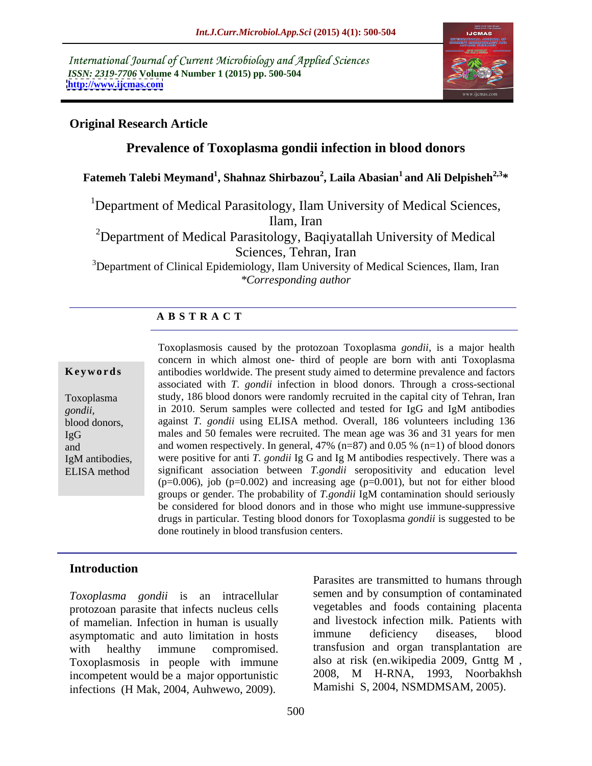International Journal of Current Microbiology and Applied Sciences
*ISSN: 2319-7706* **Volume 4 Number 1 (2015) pp. 500-504**
**http://www.ijcmas.com**

**Original Research Article**

# Prevalence of Toxoplasma gondii infection in blood donors

**Fatemeh Talebi Meymand[1], Shahnaz Shirbazou[2], Laila Abasian[1] and Ali Delpisheh[2,3]***

[1]Department of Medical Parasitology, Ilam University of Medical Sciences, Ilam, Iran

[2]Department of Medical Parasitology, Baqiyatallah University of Medical Sciences, Tehran, Iran

[3]Department of Clinical Epidemiology, Ilam University of Medical Sciences, Ilam, Iran

*\*Corresponding author*

## A B S T R A C T

**Keywords**

Toxoplasma *gondii,* blood donors, IgG and IgM antibodies, ELISA method

Toxoplasmosis caused by the protozoan Toxoplasma *gondii*, is a major health concern in which almost one- third of people are born with anti Toxoplasma antibodies worldwide. The present study aimed to determine prevalence and factors associated with *T. gondii* infection in blood donors. Through a cross-sectional study, 186 blood donors were randomly recruited in the capital city of Tehran, Iran in 2010. Serum samples were collected and tested for IgG and IgM antibodies against *T. gondii* using ELISA method. Overall, 186 volunteers including 136 males and 50 females were recruited. The mean age was 36 and 31 years for men and women respectively. In general, 47% (n=87) and 0.05 % (n=1) of blood donors were positive for anti *T. gondii* Ig G and Ig M antibodies respectively. There was a significant association between *T.gondii* seropositivity and education level (p=0.006), job (p=0.002) and increasing age (p=0.001), but not for either blood groups or gender. The probability of *T.gondii* IgM contamination should seriously be considered for blood donors and in those who might use immune-suppressive drugs in particular. Testing blood donors for Toxoplasma *gondii* is suggested to be done routinely in blood transfusion centers.

## Introduction

*Toxoplasma gondii* is an intracellular protozoan parasite that infects nucleus cells of mamelian. Infection in human is usually asymptomatic and auto limitation in hosts with healthy immune compromised. Toxoplasmosis in people with immune incompetent would be a major opportunistic infections (H Mak, 2004, Auhwewo, 2009).

Parasites are transmitted to humans through semen and by consumption of contaminated vegetables and foods containing placenta and livestock infection milk. Patients with immune deficiency diseases, blood transfusion and organ transplantation are also at risk (en.wikipedia 2009, Gnttg M , 2008, M H-RNA, 1993, Noorbakhsh Mamishi S, 2004, NSMDMSAM, 2005).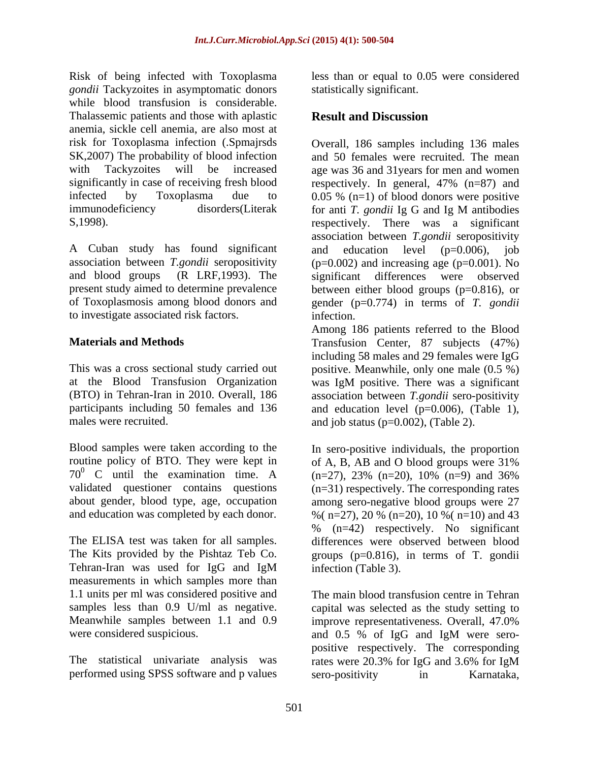Risk of being infected with Toxoplasma *gondii* Tackyzoites in asymptomatic donors while blood transfusion is considerable. Thalassemic patients and those with aplastic anemia, sickle cell anemia, are also most at risk for Toxoplasma infection (.Spmajrsds SK,2007) The probability of blood infection with Tackyzoites will be increased significantly in case of receiving fresh blood infected by Toxoplasma due to immunodeficiency disorders(Literak S,1998).

A Cuban study has found significant association between *T.gondii* seropositivity and blood groups (R LRF,1993). The present study aimed to determine prevalence of Toxoplasmosis among blood donors and to investigate associated risk factors.

## Materials and Methods

This was a cross sectional study carried out at the Blood Transfusion Organization (BTO) in Tehran-Iran in 2010. Overall, 186 participants including 50 females and 136 males were recruited.

Blood samples were taken according to the routine policy of BTO. They were kept in $70^0$ C until the examination time. A validated questioner contains questions about gender, blood type, age, occupation and education was completed by each donor.

The ELISA test was taken for all samples. The Kits provided by the Pishtaz Teb Co. Tehran-Iran was used for IgG and IgM measurements in which samples more than 1.1 units per ml was considered positive and samples less than 0.9 U/ml as negative. Meanwhile samples between 1.1 and 0.9 were considered suspicious.

The statistical univariate analysis was performed using SPSS software and p values less than or equal to 0.05 were considered statistically significant.

## Result and Discussion

Overall, 186 samples including 136 males and 50 females were recruited. The mean age was 36 and 31years for men and women respectively. In general, 47% (n=87) and 0.05 % (n=1) of blood donors were positive for anti *T. gondii* Ig G and Ig M antibodies respectively. There was a significant association between *T.gondii* seropositivity and education level (p=0.006), job (p=0.002) and increasing age (p=0.001). No significant differences were observed between either blood groups (p=0.816), or gender (p=0.774) in terms of *T. gondii* infection.

Among 186 patients referred to the Blood Transfusion Center, 87 subjects (47%) including 58 males and 29 females were IgG positive. Meanwhile, only one male (0.5 %) was IgM positive. There was a significant association between *T.gondii* sero-positivity and education level (p=0.006), (Table 1), and job status (p=0.002), (Table 2).

In sero-positive individuals, the proportion of A, B, AB and O blood groups were 31% (n=27), 23% (n=20), 10% (n=9) and 36% (n=31) respectively. The corresponding rates among sero-negative blood groups were 27 %( n=27), 20 % (n=20), 10 %( n=10) and 43 % (n=42) respectively. No significant differences were observed between blood groups (p=0.816), in terms of T. gondii infection (Table 3).

The main blood transfusion centre in Tehran capital was selected as the study setting to improve representativeness. Overall, 47.0% and 0.5 % of IgG and IgM were sero-positive respectively. The corresponding rates were 20.3% for IgG and 3.6% for IgM sero-positivity in Karnataka,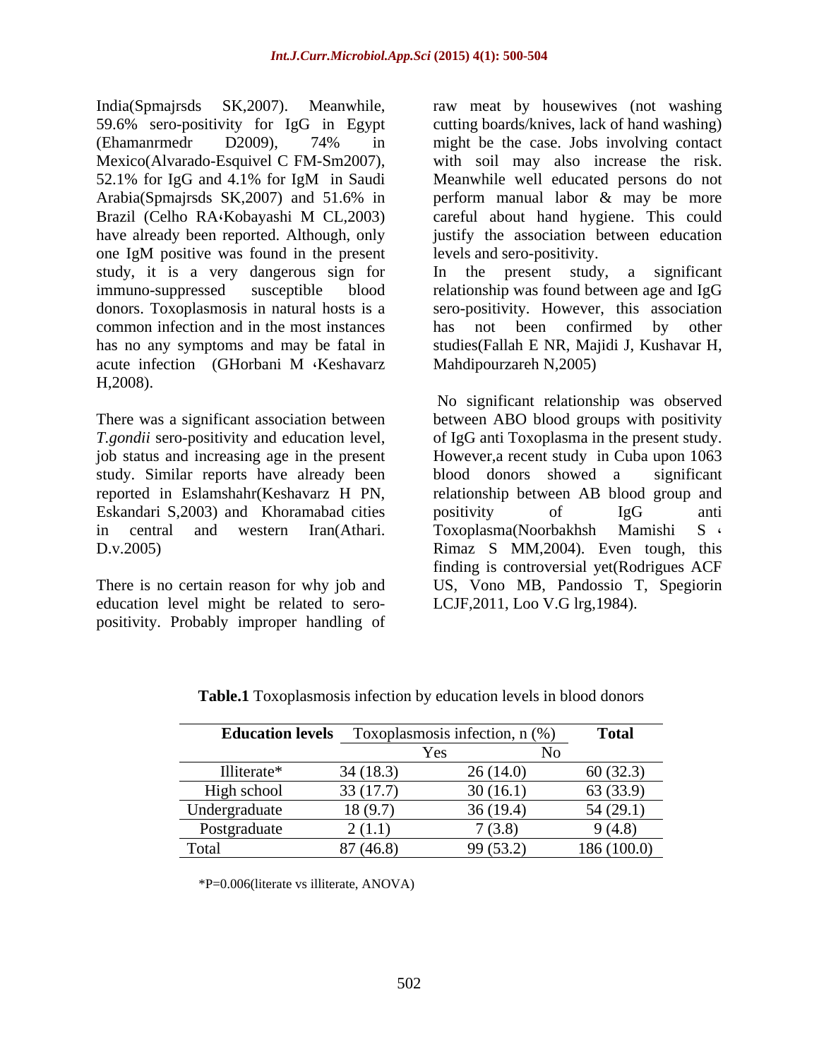India(Spmajrsds SK,2007). Meanwhile, 59.6% sero-positivity for IgG in Egypt (Ehamanrmedr D2009), 74% in Mexico(Alvarado-Esquivel C FM-Sm2007), 52.1% for IgG and 4.1% for IgM in Saudi Arabia(Spmajrsds SK,2007) and 51.6% in Brazil (Celho RA،Kobayashi M CL,2003) have already been reported. Although, only one IgM positive was found in the present study, it is a very dangerous sign for immuno-suppressed susceptible blood donors. Toxoplasmosis in natural hosts is a common infection and in the most instances has no any symptoms and may be fatal in acute infection (GHorbani M ،Keshavarz H,2008).

There was a significant association between *T.gondii* sero-positivity and education level, job status and increasing age in the present study. Similar reports have already been reported in Eslamshahr(Keshavarz H PN, Eskandari S,2003) and Khoramabad cities in central and western Iran(Athari. D.v.2005)

There is no certain reason for why job and education level might be related to sero-positivity. Probably improper handling of raw meat by housewives (not washing cutting boards/knives, lack of hand washing) might be the case. Jobs involving contact with soil may also increase the risk. Meanwhile well educated persons do not perform manual labor & may be more careful about hand hygiene. This could justify the association between education levels and sero-positivity.

In the present study, a significant relationship was found between age and IgG sero-positivity. However, this association has not been confirmed by other studies(Fallah E NR, Majidi J, Kushavar H, Mahdipourzareh N,2005)

No significant relationship was observed between ABO blood groups with positivity of IgG anti Toxoplasma in the present study. However,a recent study in Cuba upon 1063 blood donors showed a significant relationship between AB blood group and positivity of IgG anti Toxoplasma(Noorbakhsh Mamishi S ، Rimaz S MM,2004). Even tough, this finding is controversial yet(Rodrigues ACF US, Vono MB, Pandossio T, Spegiorin LCJF,2011, Loo V.G lrg,1984).

**Table.1** Toxoplasmosis infection by education levels in blood donors

| **Education levels** | Toxoplasmosis infection, n (%) | | **Total** |
|---|---|---|---|
| | Yes | No | |
| Illiterate* | 34 (18.3) | 26 (14.0) | 60 (32.3) |
| High school | 33 (17.7) | 30 (16.1) | 63 (33.9) |
| Undergraduate | 18 (9.7) | 36 (19.4) | 54 (29.1) |
| Postgraduate | 2 (1.1) | 7 (3.8) | 9 (4.8) |
| Total | 87 (46.8) | 99 (53.2) | 186 (100.0) |

*P=0.006(literate vs illiterate, ANOVA)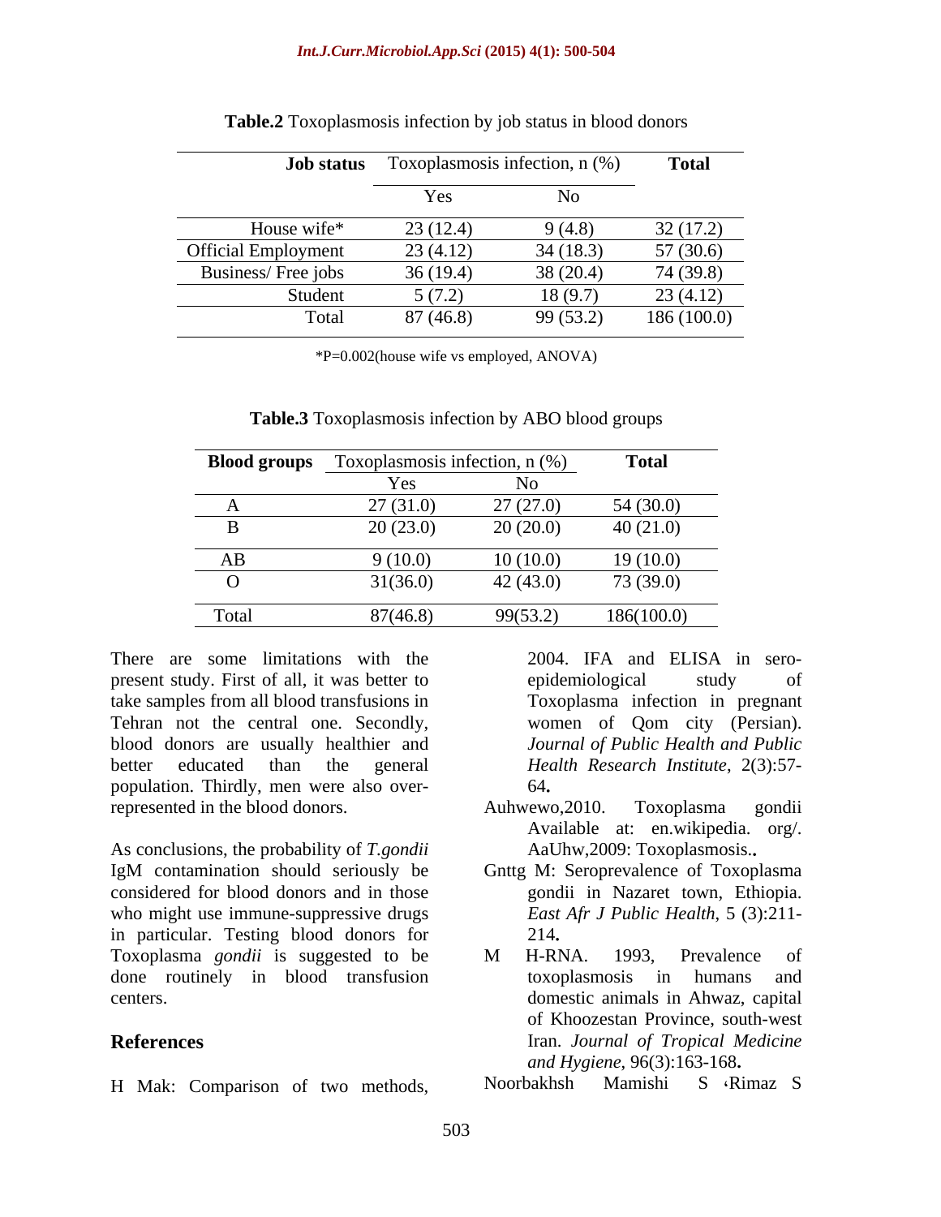**Table.2** Toxoplasmosis infection by job status in blood donors

| **Job status** | Toxoplasmosis infection, n (%) | | **Total** |
|---|---|---|---|
| | Yes | No | |
| House wife* | 23 (12.4) | 9 (4.8) | 32 (17.2) |
| Official Employment | 23 (4.12) | 34 (18.3) | 57 (30.6) |
| Business/ Free jobs | 36 (19.4) | 38 (20.4) | 74 (39.8) |
| Student | 5 (7.2) | 18 (9.7) | 23 (4.12) |
| Total | 87 (46.8) | 99 (53.2) | 186 (100.0) |

*P=0.002(house wife vs employed, ANOVA)

**Table.3** Toxoplasmosis infection by ABO blood groups

| **Blood groups** | Toxoplasmosis infection, n (%) | | **Total** |
|---|---|---|---|
| | Yes | No | |
| A | 27 (31.0) | 27 (27.0) | 54 (30.0) |
| B | 20 (23.0) | 20 (20.0) | 40 (21.0) |
| AB | 9 (10.0) | 10 (10.0) | 19 (10.0) |
| O | 31(36.0) | 42 (43.0) | 73 (39.0) |
| Total | 87(46.8) | 99(53.2) | 186(100.0) |

There are some limitations with the present study. First of all, it was better to take samples from all blood transfusions in Tehran not the central one. Secondly, blood donors are usually healthier and better educated than the general population. Thirdly, men were also over-represented in the blood donors.

As conclusions, the probability of *T.gondii* IgM contamination should seriously be considered for blood donors and in those who might use immune-suppressive drugs in particular. Testing blood donors for Toxoplasma *gondii* is suggested to be done routinely in blood transfusion centers.

## References

H Mak: Comparison of two methods, 2004. IFA and ELISA in sero-epidemiological study of Toxoplasma infection in pregnant women of Qom city (Persian). *Journal of Public Health and Public Health Research Institute*, 2(3):57-64**.**

Auhwewo,2010. Toxoplasma gondii Available at: en.wikipedia. org/. AaUhw,2009: Toxoplasmosis.**.**

Gnttg M: Seroprevalence of Toxoplasma gondii in Nazaret town, Ethiopia. *East Afr J Public Health*, 5 (3):211-214**.**

M H-RNA. 1993, Prevalence of toxoplasmosis in humans and domestic animals in Ahwaz, capital of Khoozestan Province, south-west Iran. *Journal of Tropical Medicine and Hygiene*, 96(3):163-168**.**

Noorbakhsh Mamishi S ،Rimaz S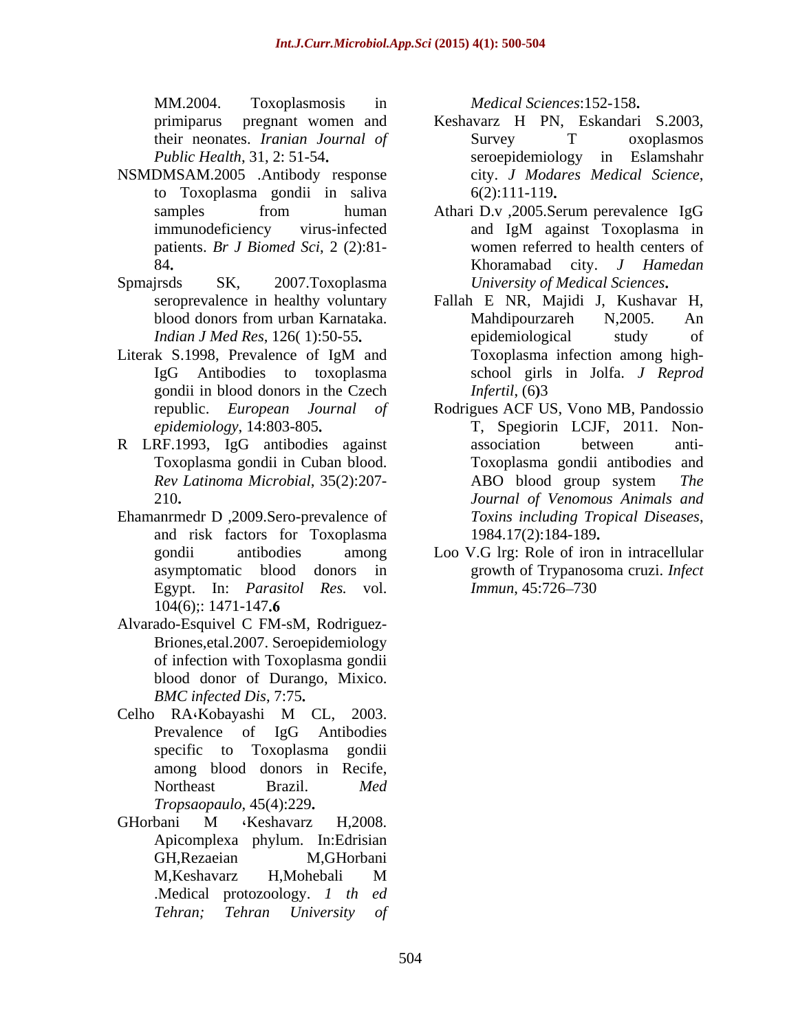MM.2004. Toxoplasmosis in primiparus pregnant women and their neonates. *Iranian Journal of Public Health*, 31, 2: 51-54**.**

NSMDMSAM.2005 .Antibody response to Toxoplasma gondii in saliva samples from human immunodeficiency virus-infected patients. *Br J Biomed Sci*, 2 (2):81-84**.**

Spmajrsds SK, 2007.Toxoplasma seroprevalence in healthy voluntary blood donors from urban Karnataka. *Indian J Med Res*, 126( 1):50-55**.**

Literak S.1998, Prevalence of IgM and IgG Antibodies to toxoplasma gondii in blood donors in the Czech republic. *European Journal of epidemiology*, 14:803-805**.**

R LRF.1993, IgG antibodies against Toxoplasma gondii in Cuban blood. *Rev Latinoma Microbial*, 35(2):207-210**.**

Ehamanrmedr D ,2009.Sero-prevalence of and risk factors for Toxoplasma gondii antibodies among asymptomatic blood donors in Egypt. In: *Parasitol Res.* vol. 104(6);: 1471-147**.6**

Alvarado-Esquivel C FM-sM, Rodriguez-Briones,etal.2007. Seroepidemiology of infection with Toxoplasma gondii blood donor of Durango, Mixico. *BMC infected Dis*, 7:75**.**

Celho RA،Kobayashi M CL, 2003. Prevalence of IgG Antibodies specific to Toxoplasma gondii among blood donors in Recife, Northeast Brazil. *Med Tropsaopaulo*, 45(4):229**.**

GHorbani M ،Keshavarz H,2008. Apicomplexa phylum. In:Edrisian GH,Rezaeian M,GHorbani M,Keshavarz H,Mohebali M .Medical protozoology. *1 th ed Tehran; Tehran University of Medical Sciences*:152-158**.**

Keshavarz H PN, Eskandari S.2003, Survey T oxoplasmos seroepidemiology in Eslamshahr city. *J Modares Medical Science*, 6(2):111-119**.**

Athari D.v ,2005.Serum perevalence IgG and IgM against Toxoplasma in women referred to health centers of Khoramabad city. *J Hamedan University of Medical Sciences***.**

Fallah E NR, Majidi J, Kushavar H, Mahdipourzareh N,2005. An epidemiological study of Toxoplasma infection among high-school girls in Jolfa. *J Reprod Infertil*, (6**)**3

Rodrigues ACF US, Vono MB, Pandossio T, Spegiorin LCJF, 2011. Non-association between anti-Toxoplasma gondii antibodies and ABO blood group system *The Journal of Venomous Animals and Toxins including Tropical Diseases*, 1984.17(2):184-189**.**

Loo V.G lrg: Role of iron in intracellular growth of Trypanosoma cruzi. *Infect Immun*, 45:726–730